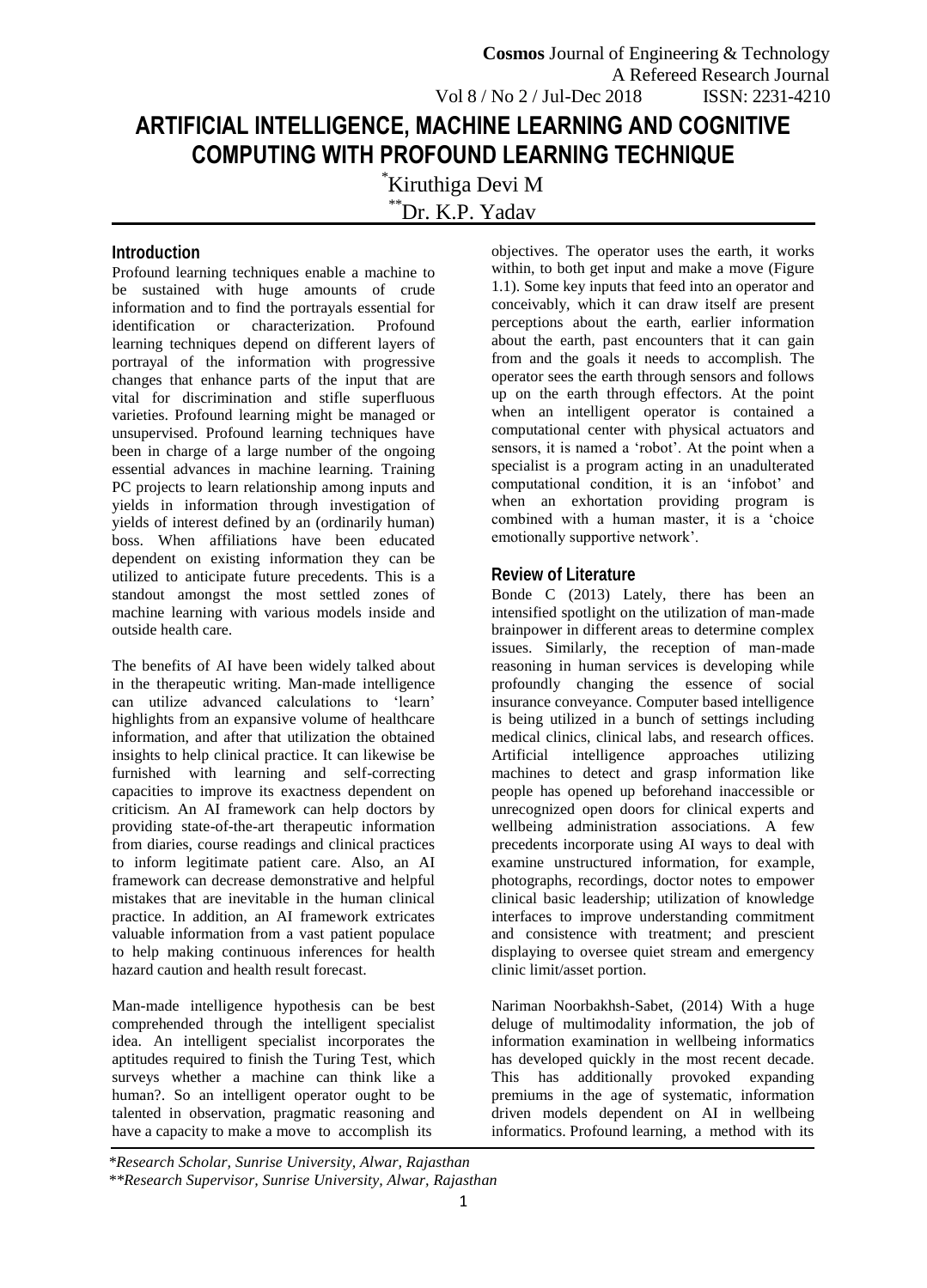# ARTIFICIAL INTELLIGENCE, MACHINE LEARNING AND COGNITIVE COMPUTING WITH PROFOUND LEARNING TECHNIQUE

*Kiruthiga Devi M

**Dr. K.P. Yadav

## Introduction

Profound learning techniques enable a machine to be sustained with huge amounts of crude information and to find the portrayals essential for identification or characterization. Profound learning techniques depend on different layers of portrayal of the information with progressive changes that enhance parts of the input that are vital for discrimination and stifle superfluous varieties. Profound learning might be managed or unsupervised. Profound learning techniques have been in charge of a large number of the ongoing essential advances in machine learning. Training PC projects to learn relationship among inputs and yields in information through investigation of yields of interest defined by an (ordinarily human) boss. When affiliations have been educated dependent on existing information they can be utilized to anticipate future precedents. This is a standout amongst the most settled zones of machine learning with various models inside and outside health care.

The benefits of AI have been widely talked about in the therapeutic writing. Man-made intelligence can utilize advanced calculations to 'learn' highlights from an expansive volume of healthcare information, and after that utilization the obtained insights to help clinical practice. It can likewise be furnished with learning and self-correcting capacities to improve its exactness dependent on criticism. An AI framework can help doctors by providing state-of-the-art therapeutic information from diaries, course readings and clinical practices to inform legitimate patient care. Also, an AI framework can decrease demonstrative and helpful mistakes that are inevitable in the human clinical practice. In addition, an AI framework extricates valuable information from a vast patient populace to help making continuous inferences for health hazard caution and health result forecast.

Man-made intelligence hypothesis can be best comprehended through the intelligent specialist idea. An intelligent specialist incorporates the aptitudes required to finish the Turing Test, which surveys whether a machine can think like a human?. So an intelligent operator ought to be talented in observation, pragmatic reasoning and have a capacity to make a move to accomplish its objectives. The operator uses the earth, it works within, to both get input and make a move (Figure 1.1). Some key inputs that feed into an operator and conceivably, which it can draw itself are present perceptions about the earth, earlier information about the earth, past encounters that it can gain from and the goals it needs to accomplish. The operator sees the earth through sensors and follows up on the earth through effectors. At the point when an intelligent operator is contained a computational center with physical actuators and sensors, it is named a 'robot'. At the point when a specialist is a program acting in an unadulterated computational condition, it is an 'infobot' and when an exhortation providing program is combined with a human master, it is a 'choice emotionally supportive network'.

## Review of Literature

Bonde C (2013) Lately, there has been an intensified spotlight on the utilization of man-made brainpower in different areas to determine complex issues. Similarly, the reception of man-made reasoning in human services is developing while profoundly changing the essence of social insurance conveyance. Computer based intelligence is being utilized in a bunch of settings including medical clinics, clinical labs, and research offices. Artificial intelligence approaches utilizing machines to detect and grasp information like people has opened up beforehand inaccessible or unrecognized open doors for clinical experts and wellbeing administration associations. A few precedents incorporate using AI ways to deal with examine unstructured information, for example, photographs, recordings, doctor notes to empower clinical basic leadership; utilization of knowledge interfaces to improve understanding commitment and consistence with treatment; and prescient displaying to oversee quiet stream and emergency clinic limit/asset portion.

Nariman Noorbakhsh-Sabet, (2014) With a huge deluge of multimodality information, the job of information examination in wellbeing informatics has developed quickly in the most recent decade. This has additionally provoked expanding premiums in the age of systematic, information driven models dependent on AI in wellbeing informatics. Profound learning, a method with its

*Research Scholar, Sunrise University, Alwar, Rajasthan

**Research Supervisor, Sunrise University, Alwar, Rajasthan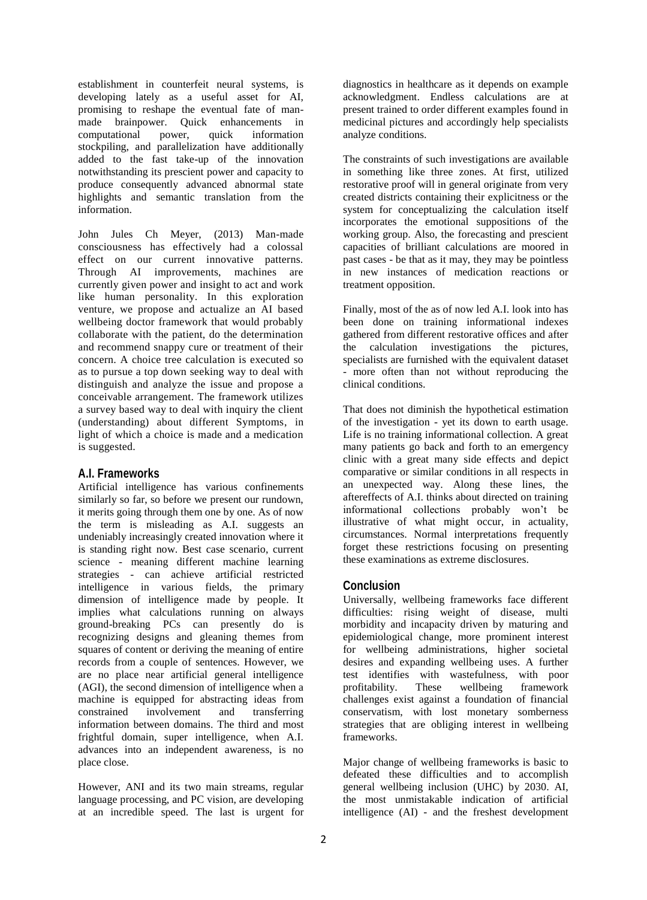establishment in counterfeit neural systems, is developing lately as a useful asset for AI, promising to reshape the eventual fate of man-made brainpower. Quick enhancements in computational power, quick information stockpiling, and parallelization have additionally added to the fast take-up of the innovation notwithstanding its prescient power and capacity to produce consequently advanced abnormal state highlights and semantic translation from the information.

John Jules Ch Meyer, (2013) Man-made consciousness has effectively had a colossal effect on our current innovative patterns. Through AI improvements, machines are currently given power and insight to act and work like human personality. In this exploration venture, we propose and actualize an AI based wellbeing doctor framework that would probably collaborate with the patient, do the determination and recommend snappy cure or treatment of their concern. A choice tree calculation is executed so as to pursue a top down seeking way to deal with distinguish and analyze the issue and propose a conceivable arrangement. The framework utilizes a survey based way to deal with inquiry the client (understanding) about different Symptoms, in light of which a choice is made and a medication is suggested.

## A.I. Frameworks

Artificial intelligence has various confinements similarly so far, so before we present our rundown, it merits going through them one by one. As of now the term is misleading as A.I. suggests an undeniably increasingly created innovation where it is standing right now. Best case scenario, current science - meaning different machine learning strategies - can achieve artificial restricted intelligence in various fields, the primary dimension of intelligence made by people. It implies what calculations running on always ground-breaking PCs can presently do is recognizing designs and gleaning themes from squares of content or deriving the meaning of entire records from a couple of sentences. However, we are no place near artificial general intelligence (AGI), the second dimension of intelligence when a machine is equipped for abstracting ideas from constrained involvement and transferring information between domains. The third and most frightful domain, super intelligence, when A.I. advances into an independent awareness, is no place close.

However, ANI and its two main streams, regular language processing, and PC vision, are developing at an incredible speed. The last is urgent for diagnostics in healthcare as it depends on example acknowledgment. Endless calculations are at present trained to order different examples found in medicinal pictures and accordingly help specialists analyze conditions.

The constraints of such investigations are available in something like three zones. At first, utilized restorative proof will in general originate from very created districts containing their explicitness or the system for conceptualizing the calculation itself incorporates the emotional suppositions of the working group. Also, the forecasting and prescient capacities of brilliant calculations are moored in past cases - be that as it may, they may be pointless in new instances of medication reactions or treatment opposition.

Finally, most of the as of now led A.I. look into has been done on training informational indexes gathered from different restorative offices and after the calculation investigations the pictures, specialists are furnished with the equivalent dataset - more often than not without reproducing the clinical conditions.

That does not diminish the hypothetical estimation of the investigation - yet its down to earth usage. Life is no training informational collection. A great many patients go back and forth to an emergency clinic with a great many side effects and depict comparative or similar conditions in all respects in an unexpected way. Along these lines, the aftereffects of A.I. thinks about directed on training informational collections probably won't be illustrative of what might occur, in actuality, circumstances. Normal interpretations frequently forget these restrictions focusing on presenting these examinations as extreme disclosures.

## Conclusion

Universally, wellbeing frameworks face different difficulties: rising weight of disease, multi morbidity and incapacity driven by maturing and epidemiological change, more prominent interest for wellbeing administrations, higher societal desires and expanding wellbeing uses. A further test identifies with wastefulness, with poor profitability. These wellbeing framework challenges exist against a foundation of financial conservatism, with lost monetary somberness strategies that are obliging interest in wellbeing frameworks.

Major change of wellbeing frameworks is basic to defeated these difficulties and to accomplish general wellbeing inclusion (UHC) by 2030. AI, the most unmistakable indication of artificial intelligence (AI) - and the freshest development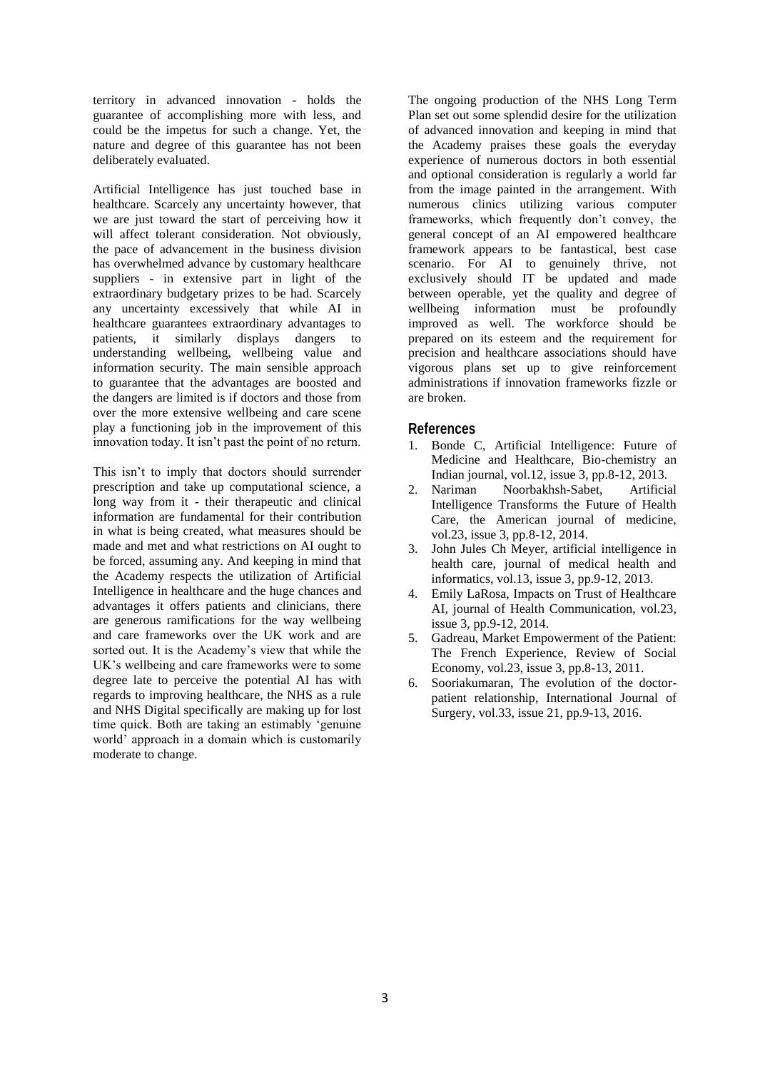territory in advanced innovation - holds the guarantee of accomplishing more with less, and could be the impetus for such a change. Yet, the nature and degree of this guarantee has not been deliberately evaluated.

Artificial Intelligence has just touched base in healthcare. Scarcely any uncertainty however, that we are just toward the start of perceiving how it will affect tolerant consideration. Not obviously, the pace of advancement in the business division has overwhelmed advance by customary healthcare suppliers - in extensive part in light of the extraordinary budgetary prizes to be had. Scarcely any uncertainty excessively that while AI in healthcare guarantees extraordinary advantages to patients, it similarly displays dangers to understanding wellbeing, wellbeing value and information security. The main sensible approach to guarantee that the advantages are boosted and the dangers are limited is if doctors and those from over the more extensive wellbeing and care scene play a functioning job in the improvement of this innovation today. It isn't past the point of no return.

This isn't to imply that doctors should surrender prescription and take up computational science, a long way from it - their therapeutic and clinical information are fundamental for their contribution in what is being created, what measures should be made and met and what restrictions on AI ought to be forced, assuming any. And keeping in mind that the Academy respects the utilization of Artificial Intelligence in healthcare and the huge chances and advantages it offers patients and clinicians, there are generous ramifications for the way wellbeing and care frameworks over the UK work and are sorted out. It is the Academy's view that while the UK's wellbeing and care frameworks were to some degree late to perceive the potential AI has with regards to improving healthcare, the NHS as a rule and NHS Digital specifically are making up for lost time quick. Both are taking an estimably 'genuine world' approach in a domain which is customarily moderate to change.

The ongoing production of the NHS Long Term Plan set out some splendid desire for the utilization of advanced innovation and keeping in mind that the Academy praises these goals the everyday experience of numerous doctors in both essential and optional consideration is regularly a world far from the image painted in the arrangement. With numerous clinics utilizing various computer frameworks, which frequently don't convey, the general concept of an AI empowered healthcare framework appears to be fantastical, best case scenario. For AI to genuinely thrive, not exclusively should IT be updated and made between operable, yet the quality and degree of wellbeing information must be profoundly improved as well. The workforce should be prepared on its esteem and the requirement for precision and healthcare associations should have vigorous plans set up to give reinforcement administrations if innovation frameworks fizzle or are broken.

## References

1. Bonde C, Artificial Intelligence: Future of Medicine and Healthcare, Bio-chemistry an Indian journal, vol.12, issue 3, pp.8-12, 2013.
2. Nariman Noorbakhsh-Sabet, Artificial Intelligence Transforms the Future of Health Care, the American journal of medicine, vol.23, issue 3, pp.8-12, 2014.
3. John Jules Ch Meyer, artificial intelligence in health care, journal of medical health and informatics, vol.13, issue 3, pp.9-12, 2013.
4. Emily LaRosa, Impacts on Trust of Healthcare AI, journal of Health Communication, vol.23, issue 3, pp.9-12, 2014.
5. Gadreau, Market Empowerment of the Patient: The French Experience, Review of Social Economy, vol.23, issue 3, pp.8-13, 2011.
6. Sooriakumaran, The evolution of the doctor-patient relationship, International Journal of Surgery, vol.33, issue 21, pp.9-13, 2016.